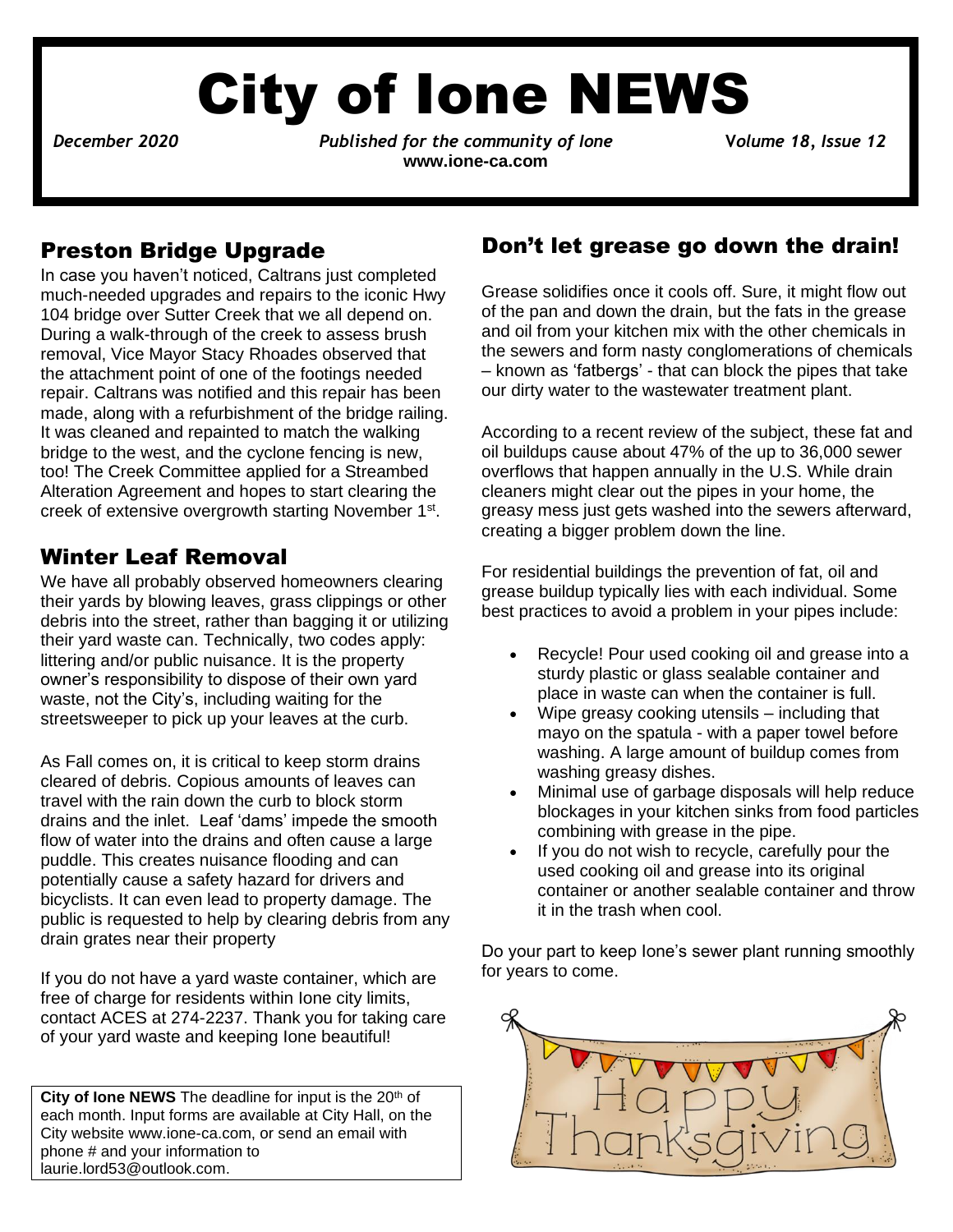# City of Ione NEWS

*December 2020* *Published for the community of Ione* **V*olume 18, Issue 12***

**www.ione-ca.com**

## Preston Bridge Upgrade

In case you haven't noticed, Caltrans just completed much-needed upgrades and repairs to the iconic Hwy 104 bridge over Sutter Creek that we all depend on. During a walk-through of the creek to assess brush removal, Vice Mayor Stacy Rhoades observed that the attachment point of one of the footings needed repair. Caltrans was notified and this repair has been made, along with a refurbishment of the bridge railing. It was cleaned and repainted to match the walking bridge to the west, and the cyclone fencing is new, too! The Creek Committee applied for a Streambed Alteration Agreement and hopes to start clearing the creek of extensive overgrowth starting November 1st.

## Winter Leaf Removal

We have all probably observed homeowners clearing their yards by blowing leaves, grass clippings or other debris into the street, rather than bagging it or utilizing their yard waste can. Technically, two codes apply: littering and/or public nuisance. It is the property owner's responsibility to dispose of their own yard waste, not the City's, including waiting for the streetsweeper to pick up your leaves at the curb.

As Fall comes on, it is critical to keep storm drains cleared of debris. Copious amounts of leaves can travel with the rain down the curb to block storm drains and the inlet. Leaf 'dams' impede the smooth flow of water into the drains and often cause a large puddle. This creates nuisance flooding and can potentially cause a safety hazard for drivers and bicyclists. It can even lead to property damage. The public is requested to help by clearing debris from any drain grates near their property

If you do not have a yard waste container, which are free of charge for residents within Ione city limits, contact ACES at 274-2237. Thank you for taking care of your yard waste and keeping Ione beautiful!

**City of Ione NEWS** The deadline for input is the 20th of each month. Input forms are available at City Hall, on the City website www.ione-ca.com, or send an email with phone # and your information to laurie.lord53@outlook.com.

## Don't let grease go down the drain!

Grease solidifies once it cools off. Sure, it might flow out of the pan and down the drain, but the fats in the grease and oil from your kitchen mix with the other chemicals in the sewers and form nasty conglomerations of chemicals – known as 'fatbergs' - that can block the pipes that take our dirty water to the wastewater treatment plant.

According to a recent review of the subject, these fat and oil buildups cause about 47% of the up to 36,000 sewer overflows that happen annually in the U.S. While drain cleaners might clear out the pipes in your home, the greasy mess just gets washed into the sewers afterward, creating a bigger problem down the line.

For residential buildings the prevention of fat, oil and grease buildup typically lies with each individual. Some best practices to avoid a problem in your pipes include:

- Recycle! Pour used cooking oil and grease into a sturdy plastic or glass sealable container and place in waste can when the container is full.
- Wipe greasy cooking utensils – including that mayo on the spatula - with a paper towel before washing. A large amount of buildup comes from washing greasy dishes.
- Minimal use of garbage disposals will help reduce blockages in your kitchen sinks from food particles combining with grease in the pipe.
- If you do not wish to recycle, carefully pour the used cooking oil and grease into its original container or another sealable container and throw it in the trash when cool.

Do your part to keep Ione's sewer plant running smoothly for years to come.

Happy Thanksgiving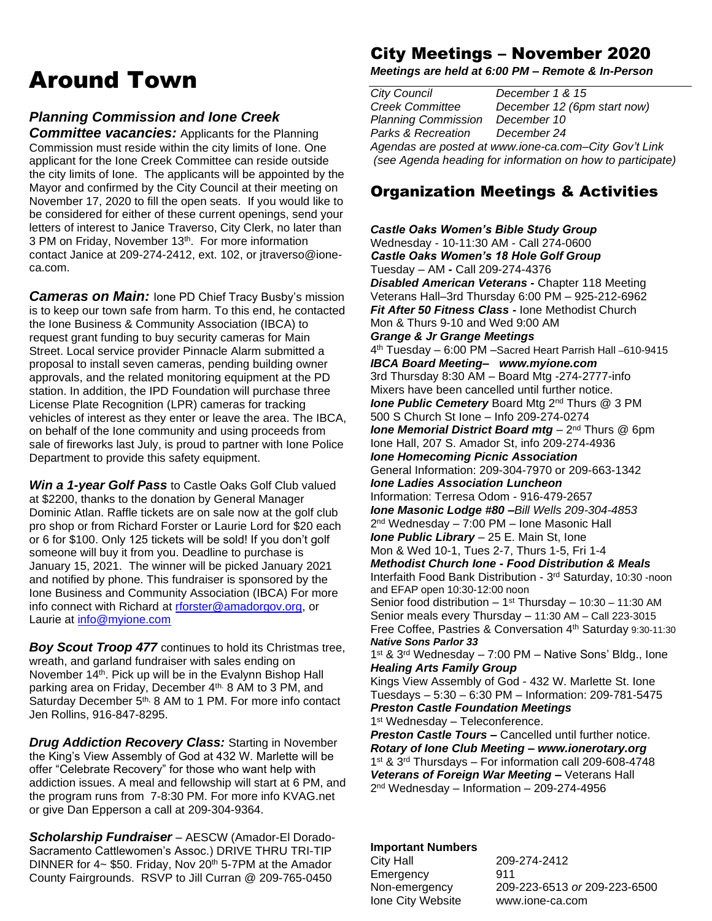# Around Town

***Planning Commission and Ione Creek Committee vacancies:*** Applicants for the Planning Commission must reside within the city limits of Ione. One applicant for the Ione Creek Committee can reside outside the city limits of Ione. The applicants will be appointed by the Mayor and confirmed by the City Council at their meeting on November 17, 2020 to fill the open seats. If you would like to be considered for either of these current openings, send your letters of interest to Janice Traverso, City Clerk, no later than 3 PM on Friday, November 13th. For more information contact Janice at 209-274-2412, ext. 102, or jtraverso@ione-ca.com.

***Cameras on Main:*** Ione PD Chief Tracy Busby's mission is to keep our town safe from harm. To this end, he contacted the Ione Business & Community Association (IBCA) to request grant funding to buy security cameras for Main Street. Local service provider Pinnacle Alarm submitted a proposal to install seven cameras, pending building owner approvals, and the related monitoring equipment at the PD station. In addition, the IPD Foundation will purchase three License Plate Recognition (LPR) cameras for tracking vehicles of interest as they enter or leave the area. The IBCA, on behalf of the Ione community and using proceeds from sale of fireworks last July, is proud to partner with Ione Police Department to provide this safety equipment.

***Win a 1-year Golf Pass*** to Castle Oaks Golf Club valued at $2200, thanks to the donation by General Manager Dominic Atlan. Raffle tickets are on sale now at the golf club pro shop or from Richard Forster or Laurie Lord for $20 each or 6 for $100. Only 125 tickets will be sold! If you don't golf someone will buy it from you. Deadline to purchase is January 15, 2021. The winner will be picked January 2021 and notified by phone. This fundraiser is sponsored by the Ione Business and Community Association (IBCA) For more info connect with Richard at rforster@amadorgov.org, or Laurie at info@myione.com

***Boy Scout Troop 477*** continues to hold its Christmas tree, wreath, and garland fundraiser with sales ending on November 14th. Pick up will be in the Evalynn Bishop Hall parking area on Friday, December 4th. 8 AM to 3 PM, and Saturday December 5th, 8 AM to 1 PM. For more info contact Jen Rollins, 916-847-8295.

***Drug Addiction Recovery Class:*** Starting in November the King's View Assembly of God at 432 W. Marlette will be offer "Celebrate Recovery" for those who want help with addiction issues. A meal and fellowship will start at 6 PM, and the program runs from 7-8:30 PM. For more info KVAG.net or give Dan Epperson a call at 209-304-9364.

***Scholarship Fundraiser*** – AESCW (Amador-El Dorado-Sacramento Cattlewomen's Assoc.) DRIVE THRU TRI-TIP DINNER for 4~ $50. Friday, Nov 20th 5-7PM at the Amador County Fairgrounds. RSVP to Jill Curran @ 209-765-0450

# City Meetings – November 2020

***Meetings are held at 6:00 PM – Remote & In-Person***

| | |
|---|---|
| *City Council* | *December 1 & 15* |
| *Creek Committee* | *December 12 (6pm start now)* |
| *Planning Commission* | *December 10* |
| *Parks & Recreation* | *December 24* |

*Agendas are posted at www.ione-ca.com–City Gov't Link (see Agenda heading for information on how to participate)*

# Organization Meetings & Activities

***Castle Oaks Women's Bible Study Group***
Wednesday - 10-11:30 AM - Call 274-0600

***Castle Oaks Women's 18 Hole Golf Group***
Tuesday – AM - Call 209-274-4376

***Disabled American Veterans -*** Chapter 118 Meeting
Veterans Hall–3rd Thursday 6:00 PM – 925-212-6962

***Fit After 50 Fitness Class -*** Ione Methodist Church
Mon & Thurs 9-10 and Wed 9:00 AM

***Grange & Jr Grange Meetings***
4th Tuesday – 6:00 PM –Sacred Heart Parrish Hall –610-9415

***IBCA Board Meeting– www.myione.com***
3rd Thursday 8:30 AM – Board Mtg -274-2777-info
Mixers have been cancelled until further notice.

***Ione Public Cemetery*** Board Mtg 2nd Thurs @ 3 PM
500 S Church St Ione – Info 209-274-0274

***Ione Memorial District Board mtg*** – 2nd Thurs @ 6pm
Ione Hall, 207 S. Amador St, info 209-274-4936

***Ione Homecoming Picnic Association***
General Information: 209-304-7970 or 209-663-1342

***Ione Ladies Association Luncheon***
Information: Terresa Odom - 916-479-2657

***Ione Masonic Lodge #80 –****Bill Wells 209-304-4853*
2nd Wednesday – 7:00 PM – Ione Masonic Hall

***Ione Public Library*** – 25 E. Main St, Ione
Mon & Wed 10-1, Tues 2-7, Thurs 1-5, Fri 1-4

***Methodist Church Ione - Food Distribution & Meals***
Interfaith Food Bank Distribution - 3rd Saturday, 10:30 -noon and EFAP open 10:30-12:00 noon
Senior food distribution – 1st Thursday – 10:30 – 11:30 AM
Senior meals every Thursday – 11:30 AM – Call 223-3015
Free Coffee, Pastries & Conversation 4th Saturday 9:30-11:30

***Native Sons Parlor 33***
1st & 3rd Wednesday – 7:00 PM – Native Sons' Bldg., Ione

***Healing Arts Family Group***
Kings View Assembly of God - 432 W. Marlette St. Ione
Tuesdays – 5:30 – 6:30 PM – Information: 209-781-5475

***Preston Castle Foundation Meetings***
1st Wednesday – Teleconference.

***Preston Castle Tours –*** Cancelled until further notice.

***Rotary of Ione Club Meeting – www.ionerotary.org***
1st & 3rd Thursdays – For information call 209-608-4748

***Veterans of Foreign War Meeting –*** Veterans Hall
2nd Wednesday – Information – 209-274-4956

**Important Numbers**

| | |
|---|---|
| City Hall | 209-274-2412 |
| Emergency | 911 |
| Non-emergency | 209-223-6513 *or* 209-223-6500 |
| Ione City Website | www.ione-ca.com |